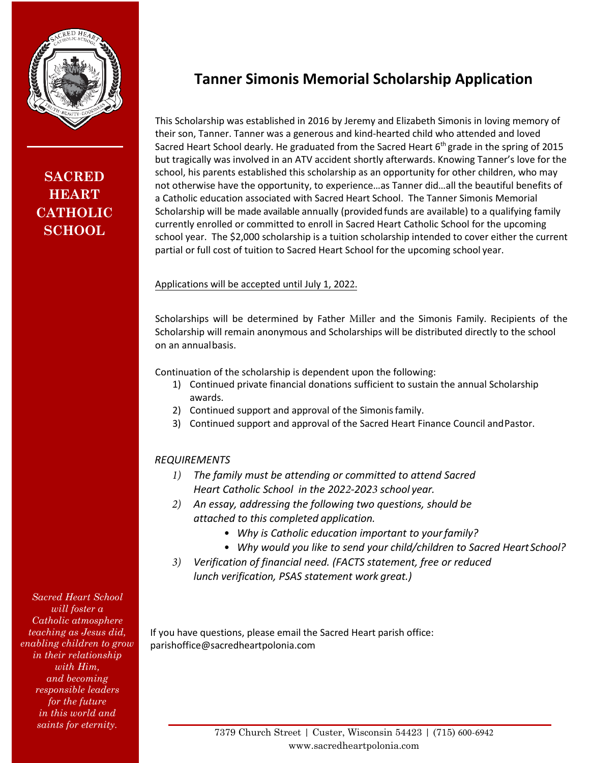**SACRED HEART CATHOLIC SCHOOL**

# Tanner Simonis Memorial Scholarship Application

This Scholarship was established in 2016 by Jeremy and Elizabeth Simonis in loving memory of their son, Tanner. Tanner was a generous and kind-hearted child who attended and loved Sacred Heart School dearly. He graduated from the Sacred Heart 6th grade in the spring of 2015 but tragically was involved in an ATV accident shortly afterwards. Knowing Tanner's love for the school, his parents established this scholarship as an opportunity for other children, who may not otherwise have the opportunity, to experience…as Tanner did…all the beautiful benefits of a Catholic education associated with Sacred Heart School. The Tanner Simonis Memorial Scholarship will be made available annually (provided funds are available) to a qualifying family currently enrolled or committed to enroll in Sacred Heart Catholic School for the upcoming school year. The $2,000 scholarship is a tuition scholarship intended to cover either the current partial or full cost of tuition to Sacred Heart School for the upcoming school year.

Applications will be accepted until July 1, 2022.

Scholarships will be determined by Father Miller and the Simonis Family. Recipients of the Scholarship will remain anonymous and Scholarships will be distributed directly to the school on an annual basis.

Continuation of the scholarship is dependent upon the following:

1) Continued private financial donations sufficient to sustain the annual Scholarship awards.
2) Continued support and approval of the Simonis family.
3) Continued support and approval of the Sacred Heart Finance Council and Pastor.

*REQUIREMENTS*

1) *The family must be attending or committed to attend Sacred Heart Catholic School in the 2022-2023 school year.*
2) *An essay, addressing the following two questions, should be attached to this completed application.*
   - *Why is Catholic education important to your family?*
   - *Why would you like to send your child/children to Sacred Heart School?*
3) *Verification of financial need. (FACTS statement, free or reduced lunch verification, PSAS statement work great.)*

If you have questions, please email the Sacred Heart parish office: parishoffice@sacredheartpolonia.com

*Sacred Heart School will foster a Catholic atmosphere teaching as Jesus did, enabling children to grow in their relationship with Him, and becoming responsible leaders for the future in this world and saints for eternity.*

7379 Church Street | Custer, Wisconsin 54423 | (715) 600-6942
www.sacredheartpolonia.com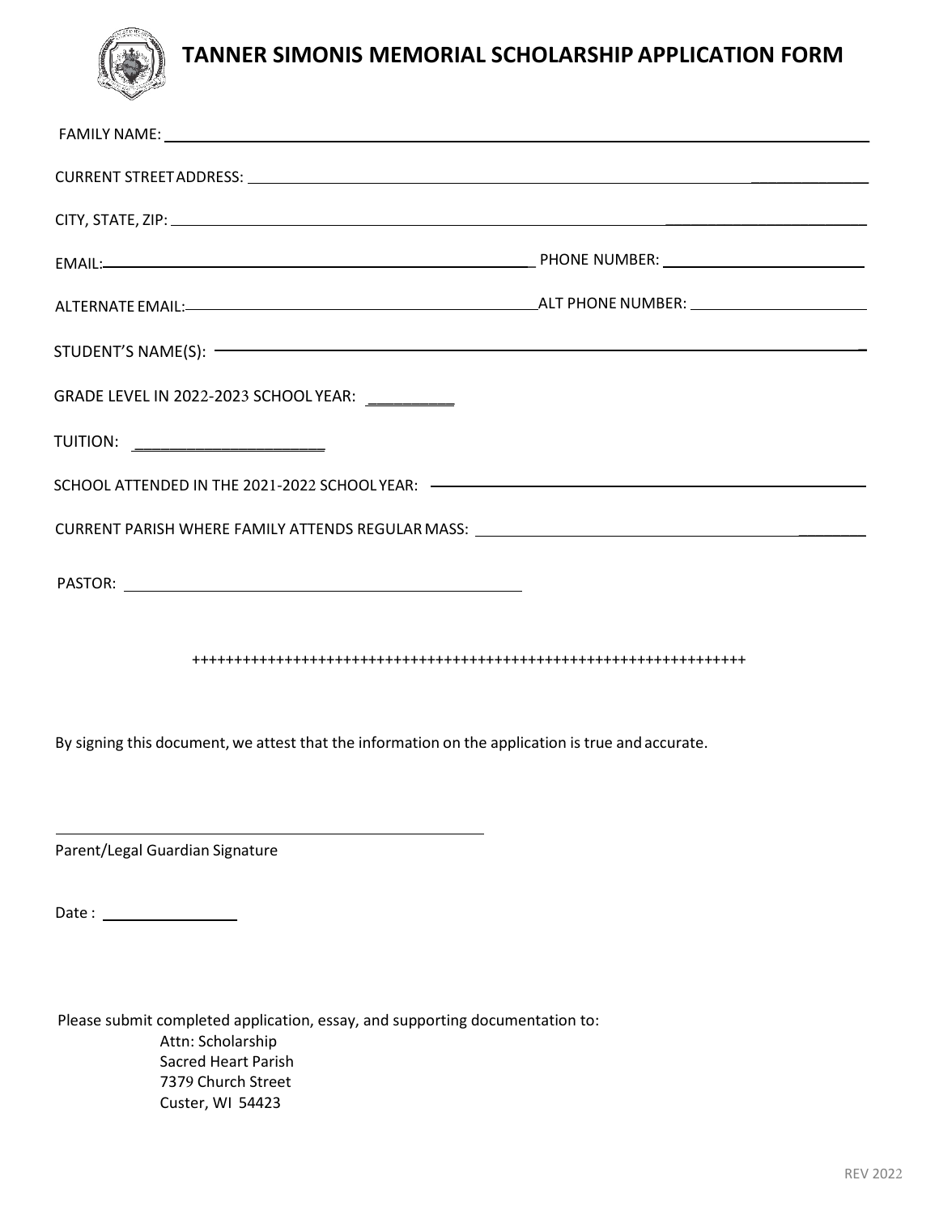# TANNER SIMONIS MEMORIAL SCHOLARSHIP APPLICATION FORM

FAMILY NAME: ______________________________________________

CURRENT STREET ADDRESS: ______________________________________________

CITY, STATE, ZIP: ______________________________________________

EMAIL: ______________________________ PHONE NUMBER: ____________________

ALTERNATE EMAIL: ______________________________ ALT PHONE NUMBER: ____________________

STUDENT'S NAME(S): ______________________________________________

GRADE LEVEL IN 2022-2023 SCHOOL YEAR: __________

TUITION: ______________________

SCHOOL ATTENDED IN THE 2021-2022 SCHOOL YEAR: ______________________________

CURRENT PARISH WHERE FAMILY ATTENDS REGULAR MASS: ______________________________

PASTOR: ______________________________

++++++++++++++++++++++++++++++++++++++++++++++++++++++++++++++++++++++

By signing this document, we attest that the information on the application is true and accurate.

______________________________

Parent/Legal Guardian Signature

Date : ________________

Please submit completed application, essay, and supporting documentation to:

Attn: Scholarship
Sacred Heart Parish
7379 Church Street
Custer, WI 54423

REV 2022